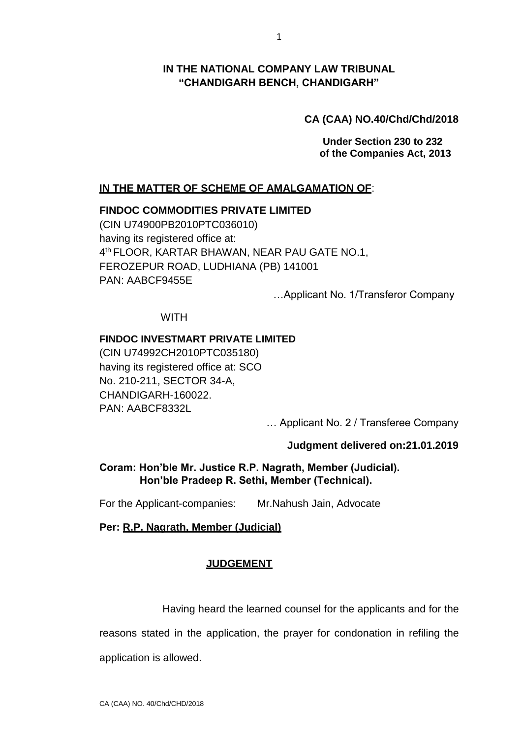**IN THE NATIONAL COMPANY LAW TRIBUNAL**
**"CHANDIGARH BENCH, CHANDIGARH"**

**CA (CAA) NO.40/Chd/Chd/2018**

**Under Section 230 to 232 of the Companies Act, 2013**

**IN THE MATTER OF SCHEME OF AMALGAMATION OF:**

**FINDOC COMMODITIES PRIVATE LIMITED**
(CIN U74900PB2010PTC036010)
having its registered office at:
4th FLOOR, KARTAR BHAWAN, NEAR PAU GATE NO.1,
FEROZEPUR ROAD, LUDHIANA (PB) 141001
PAN: AABCF9455E

…Applicant No. 1/Transferor Company

WITH

**FINDOC INVESTMART PRIVATE LIMITED**
(CIN U74992CH2010PTC035180)
having its registered office at: SCO
No. 210-211, SECTOR 34-A,
CHANDIGARH-160022.
PAN: AABCF8332L

… Applicant No. 2 / Transferee Company

**Judgment delivered on:21.01.2019**

**Coram: Hon'ble Mr. Justice R.P. Nagrath, Member (Judicial).**
**Hon'ble Pradeep R. Sethi, Member (Technical).**

For the Applicant-companies: Mr.Nahush Jain, Advocate

**Per: R.P. Nagrath, Member (Judicial)**

**JUDGEMENT**

Having heard the learned counsel for the applicants and for the reasons stated in the application, the prayer for condonation in refiling the application is allowed.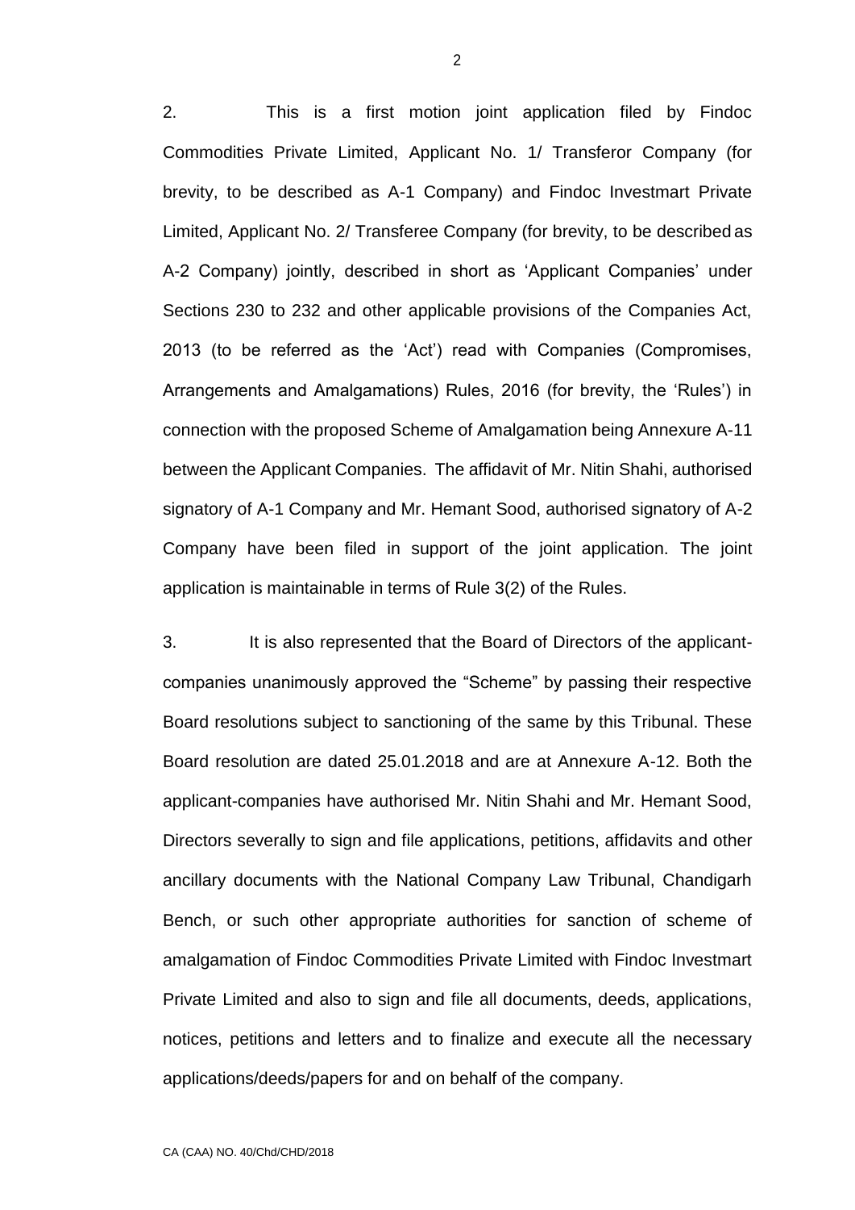2. This is a first motion joint application filed by Findoc Commodities Private Limited, Applicant No. 1/ Transferor Company (for brevity, to be described as A-1 Company) and Findoc Investmart Private Limited, Applicant No. 2/ Transferee Company (for brevity, to be described as A-2 Company) jointly, described in short as 'Applicant Companies' under Sections 230 to 232 and other applicable provisions of the Companies Act, 2013 (to be referred as the 'Act') read with Companies (Compromises, Arrangements and Amalgamations) Rules, 2016 (for brevity, the 'Rules') in connection with the proposed Scheme of Amalgamation being Annexure A-11 between the Applicant Companies. The affidavit of Mr. Nitin Shahi, authorised signatory of A-1 Company and Mr. Hemant Sood, authorised signatory of A-2 Company have been filed in support of the joint application. The joint application is maintainable in terms of Rule 3(2) of the Rules.

3. It is also represented that the Board of Directors of the applicant-companies unanimously approved the "Scheme" by passing their respective Board resolutions subject to sanctioning of the same by this Tribunal. These Board resolution are dated 25.01.2018 and are at Annexure A-12. Both the applicant-companies have authorised Mr. Nitin Shahi and Mr. Hemant Sood, Directors severally to sign and file applications, petitions, affidavits and other ancillary documents with the National Company Law Tribunal, Chandigarh Bench, or such other appropriate authorities for sanction of scheme of amalgamation of Findoc Commodities Private Limited with Findoc Investmart Private Limited and also to sign and file all documents, deeds, applications, notices, petitions and letters and to finalize and execute all the necessary applications/deeds/papers for and on behalf of the company.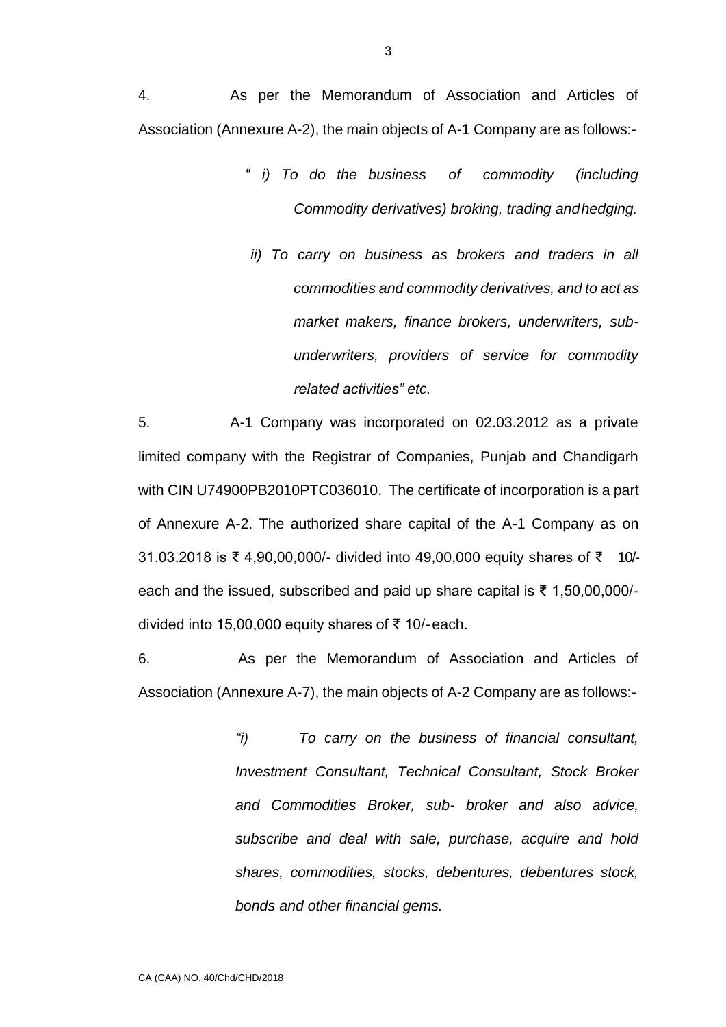4. As per the Memorandum of Association and Articles of Association (Annexure A-2), the main objects of A-1 Company are as follows:-

> " *i) To do the business of commodity (including Commodity derivatives) broking, trading and hedging.*
>
> *ii) To carry on business as brokers and traders in all commodities and commodity derivatives, and to act as market makers, finance brokers, underwriters, sub-underwriters, providers of service for commodity related activities" etc.*

5. A-1 Company was incorporated on 02.03.2012 as a private limited company with the Registrar of Companies, Punjab and Chandigarh with CIN U74900PB2010PTC036010. The certificate of incorporation is a part of Annexure A-2. The authorized share capital of the A-1 Company as on 31.03.2018 is ₹ 4,90,00,000/- divided into 49,00,000 equity shares of ₹ 10/- each and the issued, subscribed and paid up share capital is ₹ 1,50,00,000/- divided into 15,00,000 equity shares of ₹ 10/- each.

6. As per the Memorandum of Association and Articles of Association (Annexure A-7), the main objects of A-2 Company are as follows:-

> *"i) To carry on the business of financial consultant, Investment Consultant, Technical Consultant, Stock Broker and Commodities Broker, sub- broker and also advice, subscribe and deal with sale, purchase, acquire and hold shares, commodities, stocks, debentures, debentures stock, bonds and other financial gems.*

CA (CAA) NO. 40/Chd/CHD/2018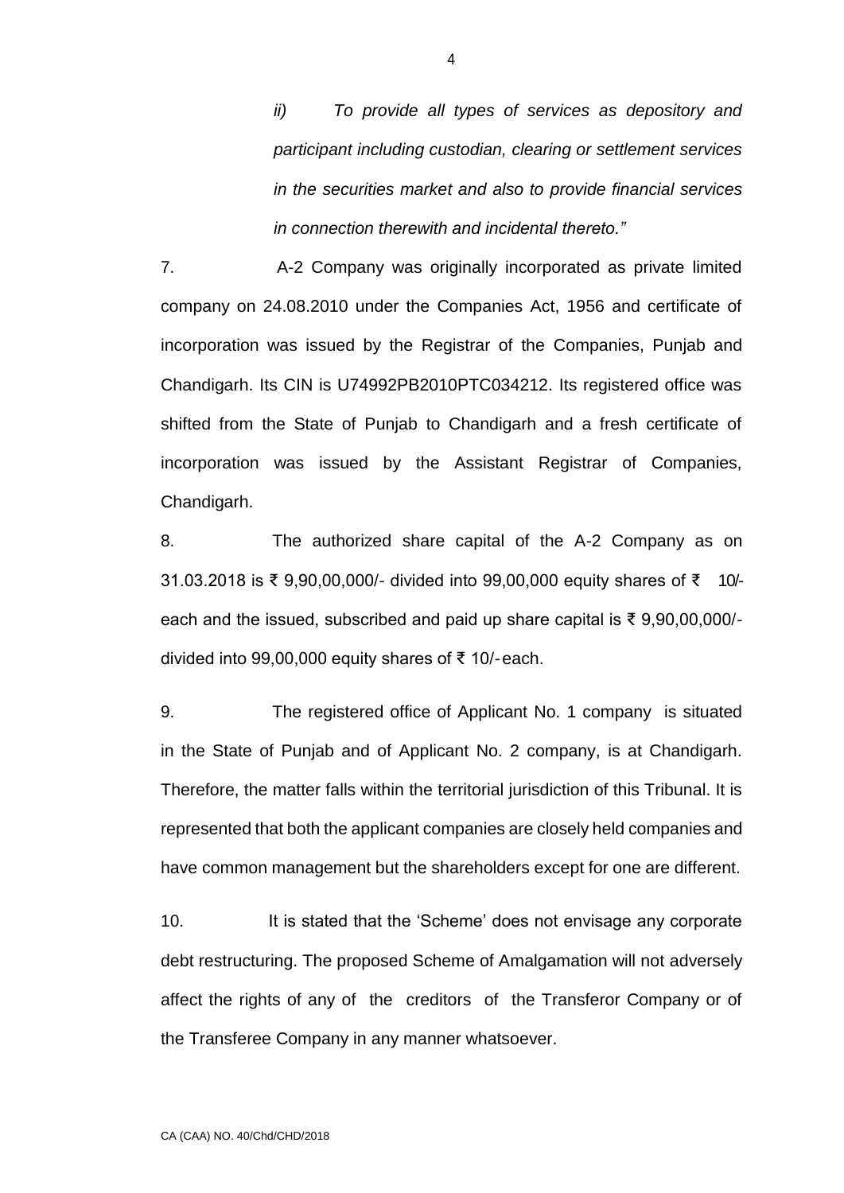*ii) To provide all types of services as depository and participant including custodian, clearing or settlement services in the securities market and also to provide financial services in connection therewith and incidental thereto."*

7. A-2 Company was originally incorporated as private limited company on 24.08.2010 under the Companies Act, 1956 and certificate of incorporation was issued by the Registrar of the Companies, Punjab and Chandigarh. Its CIN is U74992PB2010PTC034212. Its registered office was shifted from the State of Punjab to Chandigarh and a fresh certificate of incorporation was issued by the Assistant Registrar of Companies, Chandigarh.

8. The authorized share capital of the A-2 Company as on 31.03.2018 is ₹ 9,90,00,000/- divided into 99,00,000 equity shares of ₹ 10/- each and the issued, subscribed and paid up share capital is ₹ 9,90,00,000/- divided into 99,00,000 equity shares of ₹ 10/- each.

9. The registered office of Applicant No. 1 company is situated in the State of Punjab and of Applicant No. 2 company, is at Chandigarh. Therefore, the matter falls within the territorial jurisdiction of this Tribunal. It is represented that both the applicant companies are closely held companies and have common management but the shareholders except for one are different.

10. It is stated that the 'Scheme' does not envisage any corporate debt restructuring. The proposed Scheme of Amalgamation will not adversely affect the rights of any of the creditors of the Transferor Company or of the Transferee Company in any manner whatsoever.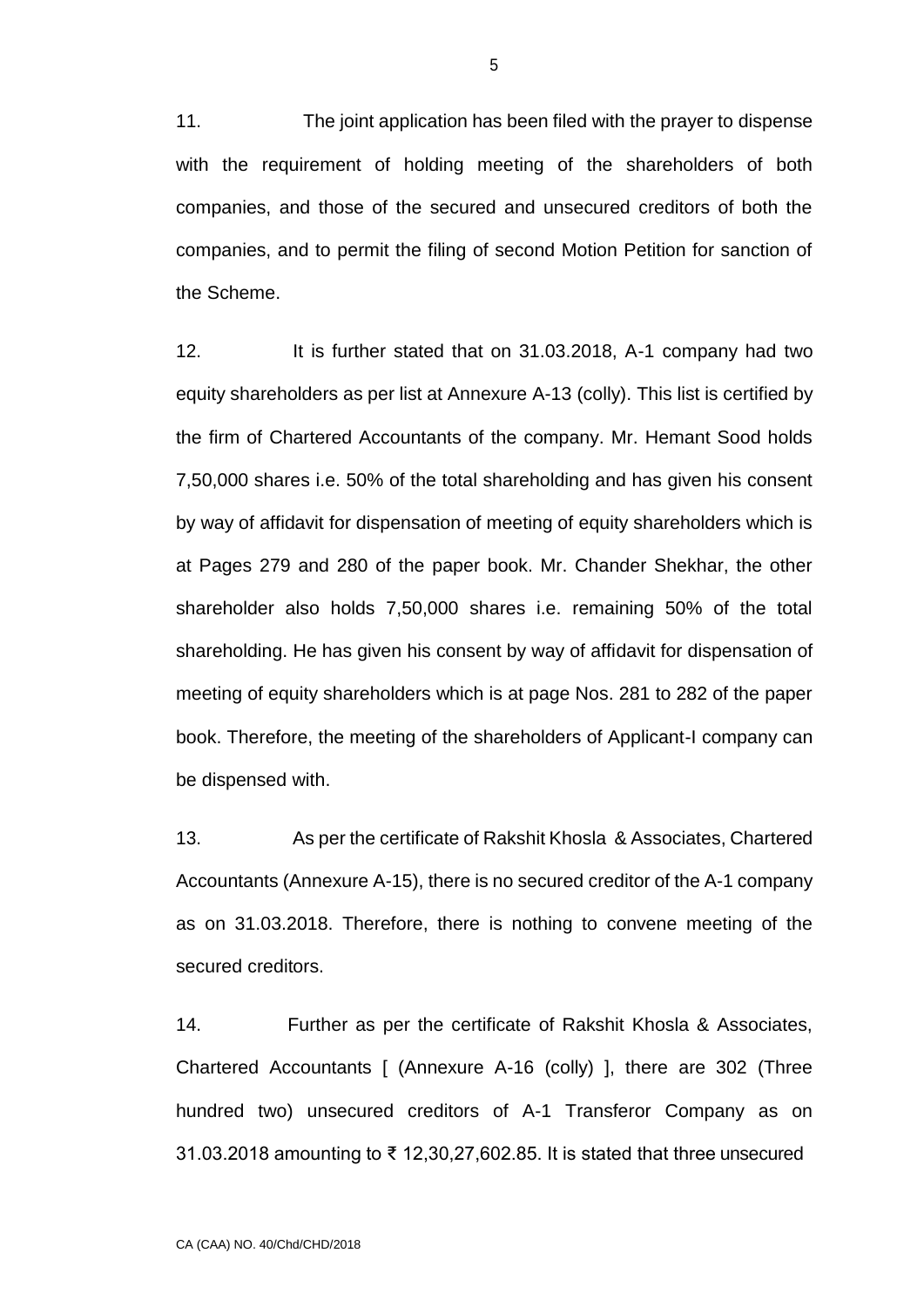11. The joint application has been filed with the prayer to dispense with the requirement of holding meeting of the shareholders of both companies, and those of the secured and unsecured creditors of both the companies, and to permit the filing of second Motion Petition for sanction of the Scheme.

12. It is further stated that on 31.03.2018, A-1 company had two equity shareholders as per list at Annexure A-13 (colly). This list is certified by the firm of Chartered Accountants of the company. Mr. Hemant Sood holds 7,50,000 shares i.e. 50% of the total shareholding and has given his consent by way of affidavit for dispensation of meeting of equity shareholders which is at Pages 279 and 280 of the paper book. Mr. Chander Shekhar, the other shareholder also holds 7,50,000 shares i.e. remaining 50% of the total shareholding. He has given his consent by way of affidavit for dispensation of meeting of equity shareholders which is at page Nos. 281 to 282 of the paper book. Therefore, the meeting of the shareholders of Applicant-I company can be dispensed with.

13. As per the certificate of Rakshit Khosla & Associates, Chartered Accountants (Annexure A-15), there is no secured creditor of the A-1 company as on 31.03.2018. Therefore, there is nothing to convene meeting of the secured creditors.

14. Further as per the certificate of Rakshit Khosla & Associates, Chartered Accountants [ (Annexure A-16 (colly) ], there are 302 (Three hundred two) unsecured creditors of A-1 Transferor Company as on 31.03.2018 amounting to ₹ 12,30,27,602.85. It is stated that three unsecured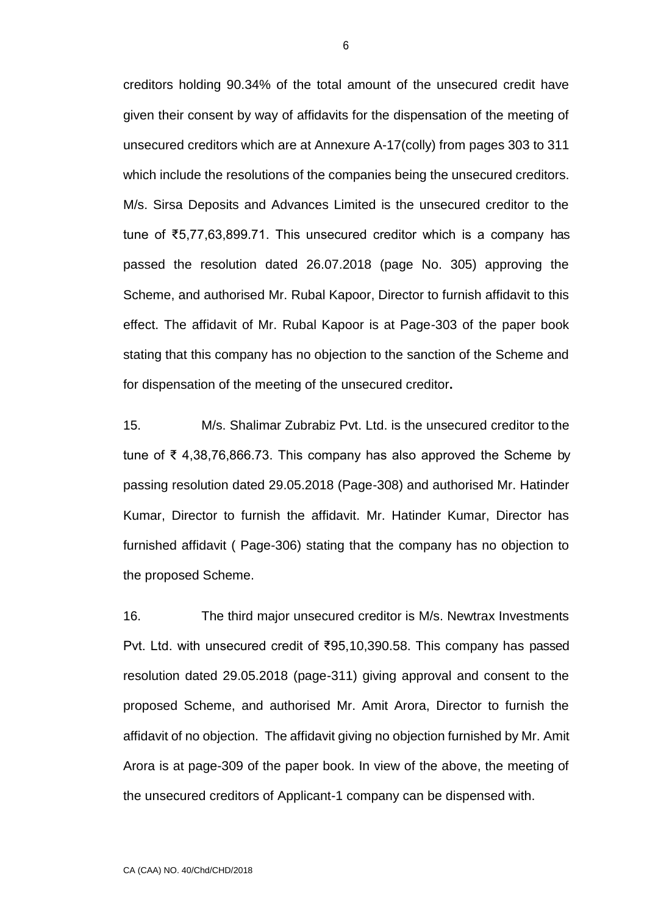creditors holding 90.34% of the total amount of the unsecured credit have given their consent by way of affidavits for the dispensation of the meeting of unsecured creditors which are at Annexure A-17(colly) from pages 303 to 311 which include the resolutions of the companies being the unsecured creditors. M/s. Sirsa Deposits and Advances Limited is the unsecured creditor to the tune of ₹5,77,63,899.71. This unsecured creditor which is a company has passed the resolution dated 26.07.2018 (page No. 305) approving the Scheme, and authorised Mr. Rubal Kapoor, Director to furnish affidavit to this effect. The affidavit of Mr. Rubal Kapoor is at Page-303 of the paper book stating that this company has no objection to the sanction of the Scheme and for dispensation of the meeting of the unsecured creditor**.**

15. M/s. Shalimar Zubrabiz Pvt. Ltd. is the unsecured creditor to the tune of ₹ 4,38,76,866.73. This company has also approved the Scheme by passing resolution dated 29.05.2018 (Page-308) and authorised Mr. Hatinder Kumar, Director to furnish the affidavit. Mr. Hatinder Kumar, Director has furnished affidavit ( Page-306) stating that the company has no objection to the proposed Scheme.

16. The third major unsecured creditor is M/s. Newtrax Investments Pvt. Ltd. with unsecured credit of ₹95,10,390.58. This company has passed resolution dated 29.05.2018 (page-311) giving approval and consent to the proposed Scheme, and authorised Mr. Amit Arora, Director to furnish the affidavit of no objection. The affidavit giving no objection furnished by Mr. Amit Arora is at page-309 of the paper book. In view of the above, the meeting of the unsecured creditors of Applicant-1 company can be dispensed with.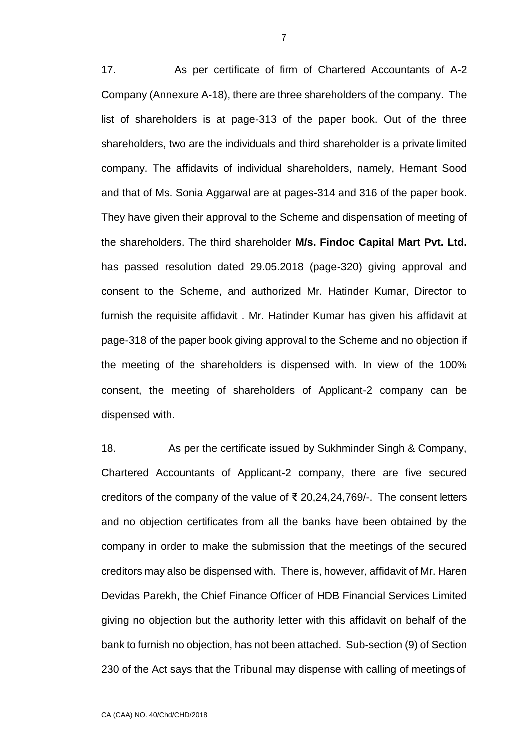17. As per certificate of firm of Chartered Accountants of A-2 Company (Annexure A-18), there are three shareholders of the company. The list of shareholders is at page-313 of the paper book. Out of the three shareholders, two are the individuals and third shareholder is a private limited company. The affidavits of individual shareholders, namely, Hemant Sood and that of Ms. Sonia Aggarwal are at pages-314 and 316 of the paper book. They have given their approval to the Scheme and dispensation of meeting of the shareholders. The third shareholder **M/s. Findoc Capital Mart Pvt. Ltd.** has passed resolution dated 29.05.2018 (page-320) giving approval and consent to the Scheme, and authorized Mr. Hatinder Kumar, Director to furnish the requisite affidavit . Mr. Hatinder Kumar has given his affidavit at page-318 of the paper book giving approval to the Scheme and no objection if the meeting of the shareholders is dispensed with. In view of the 100% consent, the meeting of shareholders of Applicant-2 company can be dispensed with.

18. As per the certificate issued by Sukhminder Singh & Company, Chartered Accountants of Applicant-2 company, there are five secured creditors of the company of the value of ₹ 20,24,24,769/-. The consent letters and no objection certificates from all the banks have been obtained by the company in order to make the submission that the meetings of the secured creditors may also be dispensed with. There is, however, affidavit of Mr. Haren Devidas Parekh, the Chief Finance Officer of HDB Financial Services Limited giving no objection but the authority letter with this affidavit on behalf of the bank to furnish no objection, has not been attached. Sub-section (9) of Section 230 of the Act says that the Tribunal may dispense with calling of meetings of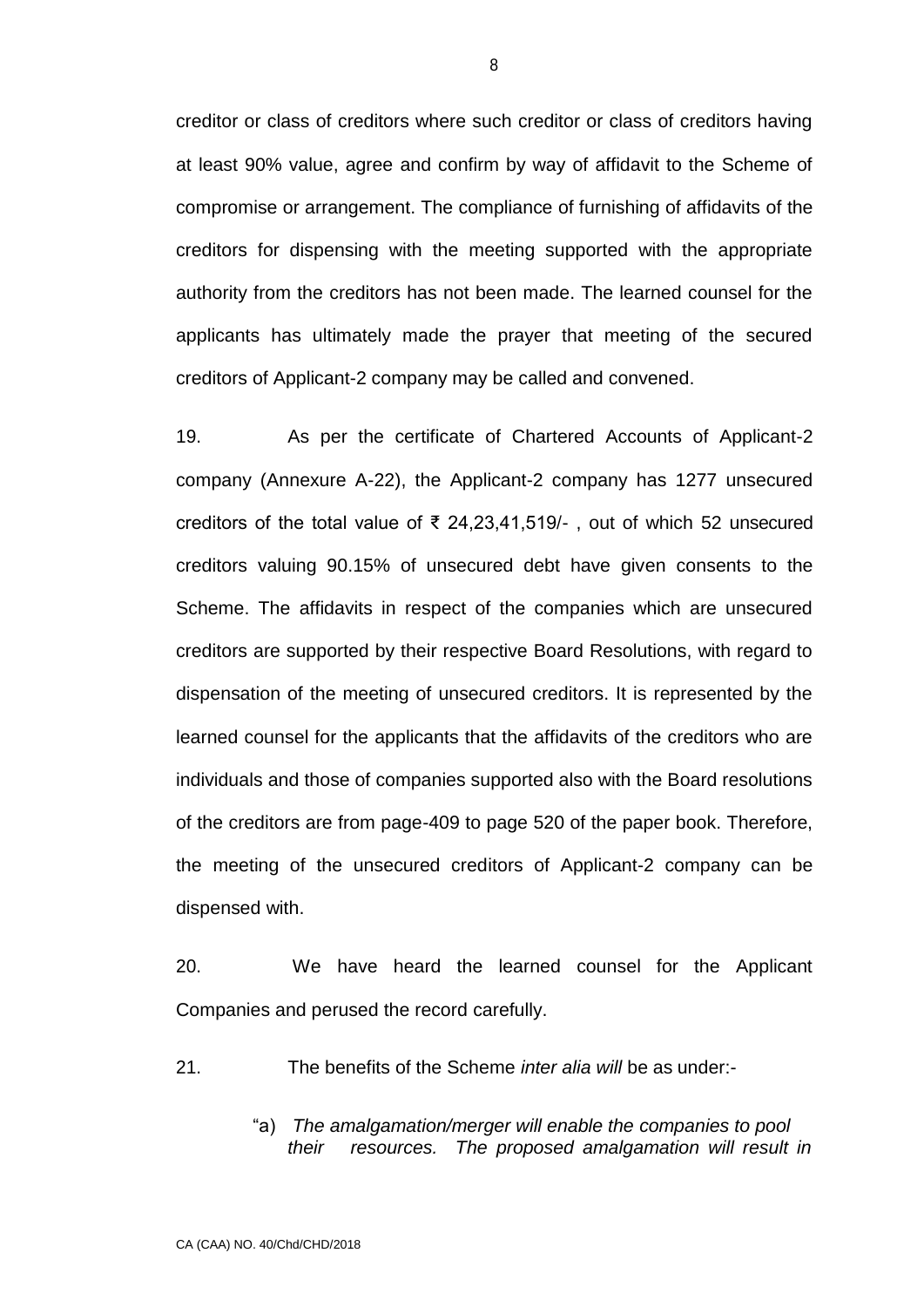creditor or class of creditors where such creditor or class of creditors having at least 90% value, agree and confirm by way of affidavit to the Scheme of compromise or arrangement. The compliance of furnishing of affidavits of the creditors for dispensing with the meeting supported with the appropriate authority from the creditors has not been made. The learned counsel for the applicants has ultimately made the prayer that meeting of the secured creditors of Applicant-2 company may be called and convened.

19. As per the certificate of Chartered Accounts of Applicant-2 company (Annexure A-22), the Applicant-2 company has 1277 unsecured creditors of the total value of ₹ 24,23,41,519/- , out of which 52 unsecured creditors valuing 90.15% of unsecured debt have given consents to the Scheme. The affidavits in respect of the companies which are unsecured creditors are supported by their respective Board Resolutions, with regard to dispensation of the meeting of unsecured creditors. It is represented by the learned counsel for the applicants that the affidavits of the creditors who are individuals and those of companies supported also with the Board resolutions of the creditors are from page-409 to page 520 of the paper book. Therefore, the meeting of the unsecured creditors of Applicant-2 company can be dispensed with.

20. We have heard the learned counsel for the Applicant Companies and perused the record carefully.

21. The benefits of the Scheme *inter alia will* be as under:-

> "a) *The amalgamation/merger will enable the companies to pool their resources. The proposed amalgamation will result in*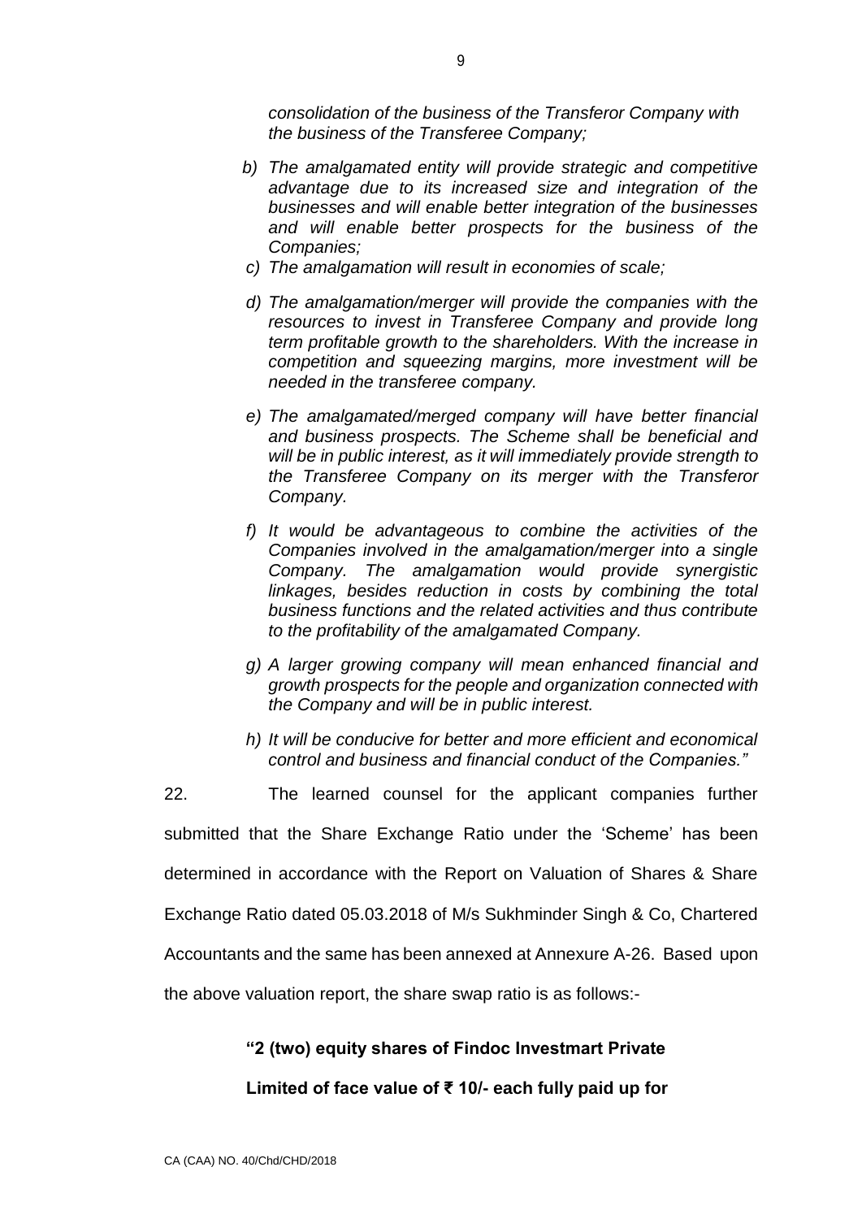*consolidation of the business of the Transferor Company with the business of the Transferee Company;*

*b) The amalgamated entity will provide strategic and competitive advantage due to its increased size and integration of the businesses and will enable better integration of the businesses and will enable better prospects for the business of the Companies;*

*c) The amalgamation will result in economies of scale;*

*d) The amalgamation/merger will provide the companies with the resources to invest in Transferee Company and provide long term profitable growth to the shareholders. With the increase in competition and squeezing margins, more investment will be needed in the transferee company.*

*e) The amalgamated/merged company will have better financial and business prospects. The Scheme shall be beneficial and will be in public interest, as it will immediately provide strength to the Transferee Company on its merger with the Transferor Company.*

*f) It would be advantageous to combine the activities of the Companies involved in the amalgamation/merger into a single Company. The amalgamation would provide synergistic linkages, besides reduction in costs by combining the total business functions and the related activities and thus contribute to the profitability of the amalgamated Company.*

*g) A larger growing company will mean enhanced financial and growth prospects for the people and organization connected with the Company and will be in public interest.*

*h) It will be conducive for better and more efficient and economical control and business and financial conduct of the Companies."*

22. The learned counsel for the applicant companies further submitted that the Share Exchange Ratio under the 'Scheme' has been determined in accordance with the Report on Valuation of Shares & Share Exchange Ratio dated 05.03.2018 of M/s Sukhminder Singh & Co, Chartered Accountants and the same has been annexed at Annexure A-26. Based upon the above valuation report, the share swap ratio is as follows:-

**"2 (two) equity shares of Findoc Investmart Private Limited of face value of ₹ 10/- each fully paid up for**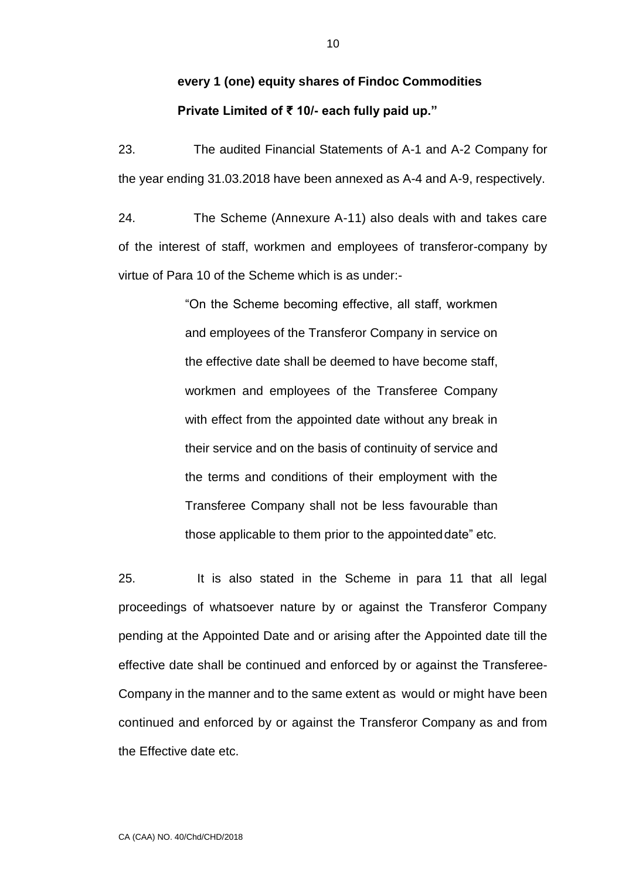**every 1 (one) equity shares of Findoc Commodities Private Limited of ₹ 10/- each fully paid up."**

23. The audited Financial Statements of A-1 and A-2 Company for the year ending 31.03.2018 have been annexed as A-4 and A-9, respectively.

24. The Scheme (Annexure A-11) also deals with and takes care of the interest of staff, workmen and employees of transferor-company by virtue of Para 10 of the Scheme which is as under:-

> "On the Scheme becoming effective, all staff, workmen and employees of the Transferor Company in service on the effective date shall be deemed to have become staff, workmen and employees of the Transferee Company with effect from the appointed date without any break in their service and on the basis of continuity of service and the terms and conditions of their employment with the Transferee Company shall not be less favourable than those applicable to them prior to the appointed date" etc.

25. It is also stated in the Scheme in para 11 that all legal proceedings of whatsoever nature by or against the Transferor Company pending at the Appointed Date and or arising after the Appointed date till the effective date shall be continued and enforced by or against the Transferee-Company in the manner and to the same extent as would or might have been continued and enforced by or against the Transferor Company as and from the Effective date etc.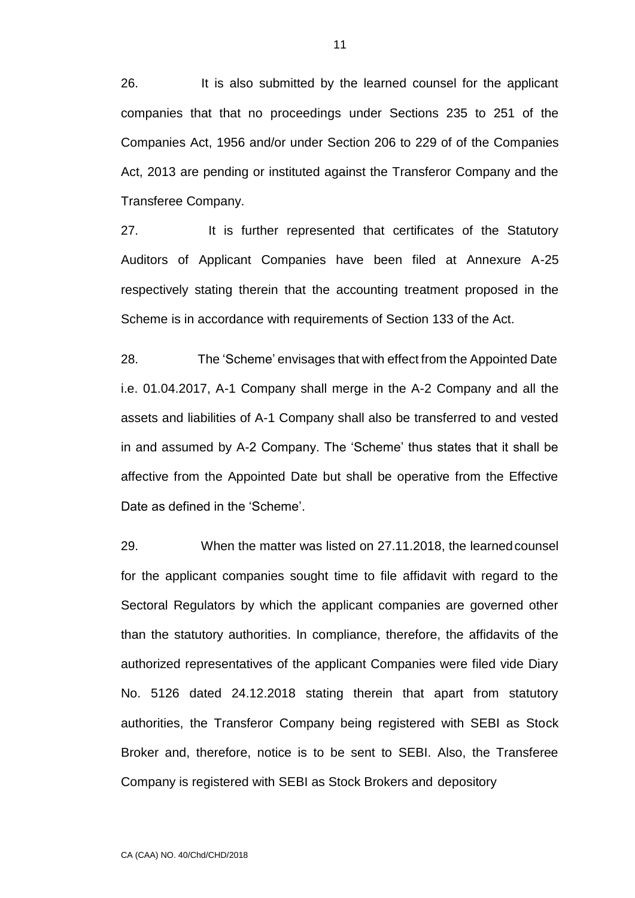26. It is also submitted by the learned counsel for the applicant companies that that no proceedings under Sections 235 to 251 of the Companies Act, 1956 and/or under Section 206 to 229 of of the Companies Act, 2013 are pending or instituted against the Transferor Company and the Transferee Company.

27. It is further represented that certificates of the Statutory Auditors of Applicant Companies have been filed at Annexure A-25 respectively stating therein that the accounting treatment proposed in the Scheme is in accordance with requirements of Section 133 of the Act.

28. The 'Scheme' envisages that with effect from the Appointed Date i.e. 01.04.2017, A-1 Company shall merge in the A-2 Company and all the assets and liabilities of A-1 Company shall also be transferred to and vested in and assumed by A-2 Company. The 'Scheme' thus states that it shall be affective from the Appointed Date but shall be operative from the Effective Date as defined in the 'Scheme'.

29. When the matter was listed on 27.11.2018, the learned counsel for the applicant companies sought time to file affidavit with regard to the Sectoral Regulators by which the applicant companies are governed other than the statutory authorities. In compliance, therefore, the affidavits of the authorized representatives of the applicant Companies were filed vide Diary No. 5126 dated 24.12.2018 stating therein that apart from statutory authorities, the Transferor Company being registered with SEBI as Stock Broker and, therefore, notice is to be sent to SEBI. Also, the Transferee Company is registered with SEBI as Stock Brokers and depository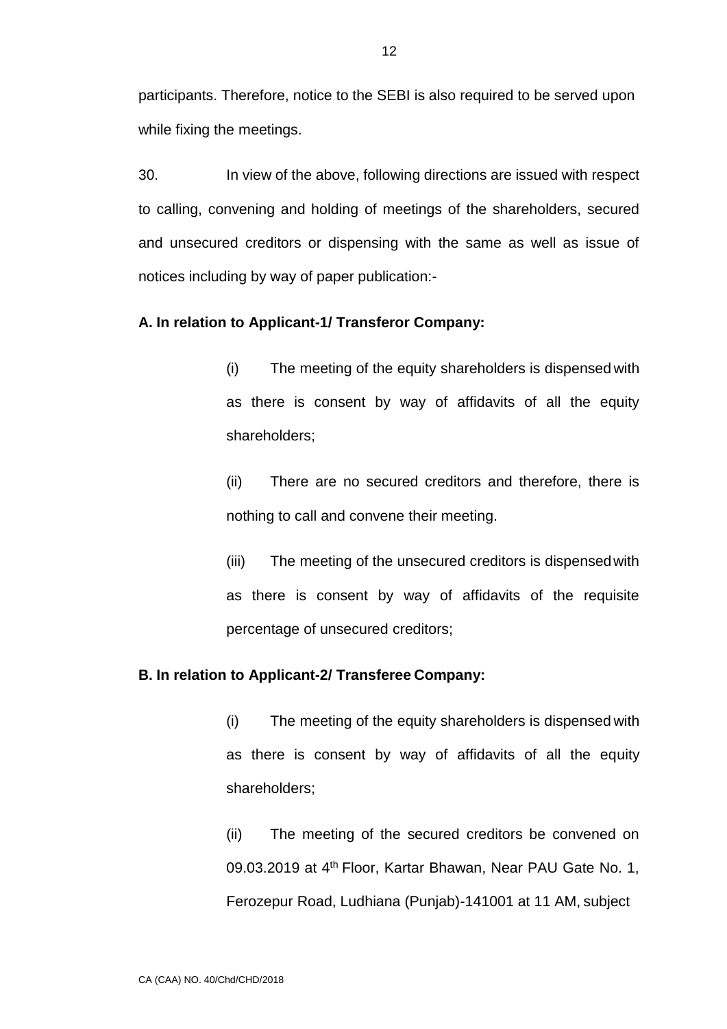participants. Therefore, notice to the SEBI is also required to be served upon while fixing the meetings.

30. In view of the above, following directions are issued with respect to calling, convening and holding of meetings of the shareholders, secured and unsecured creditors or dispensing with the same as well as issue of notices including by way of paper publication:-

**A. In relation to Applicant-1/ Transferor Company:**

(i) The meeting of the equity shareholders is dispensed with as there is consent by way of affidavits of all the equity shareholders;

(ii) There are no secured creditors and therefore, there is nothing to call and convene their meeting.

(iii) The meeting of the unsecured creditors is dispensed with as there is consent by way of affidavits of the requisite percentage of unsecured creditors;

**B. In relation to Applicant-2/ Transferee Company:**

(i) The meeting of the equity shareholders is dispensed with as there is consent by way of affidavits of all the equity shareholders;

(ii) The meeting of the secured creditors be convened on 09.03.2019 at 4th Floor, Kartar Bhawan, Near PAU Gate No. 1, Ferozepur Road, Ludhiana (Punjab)-141001 at 11 AM, subject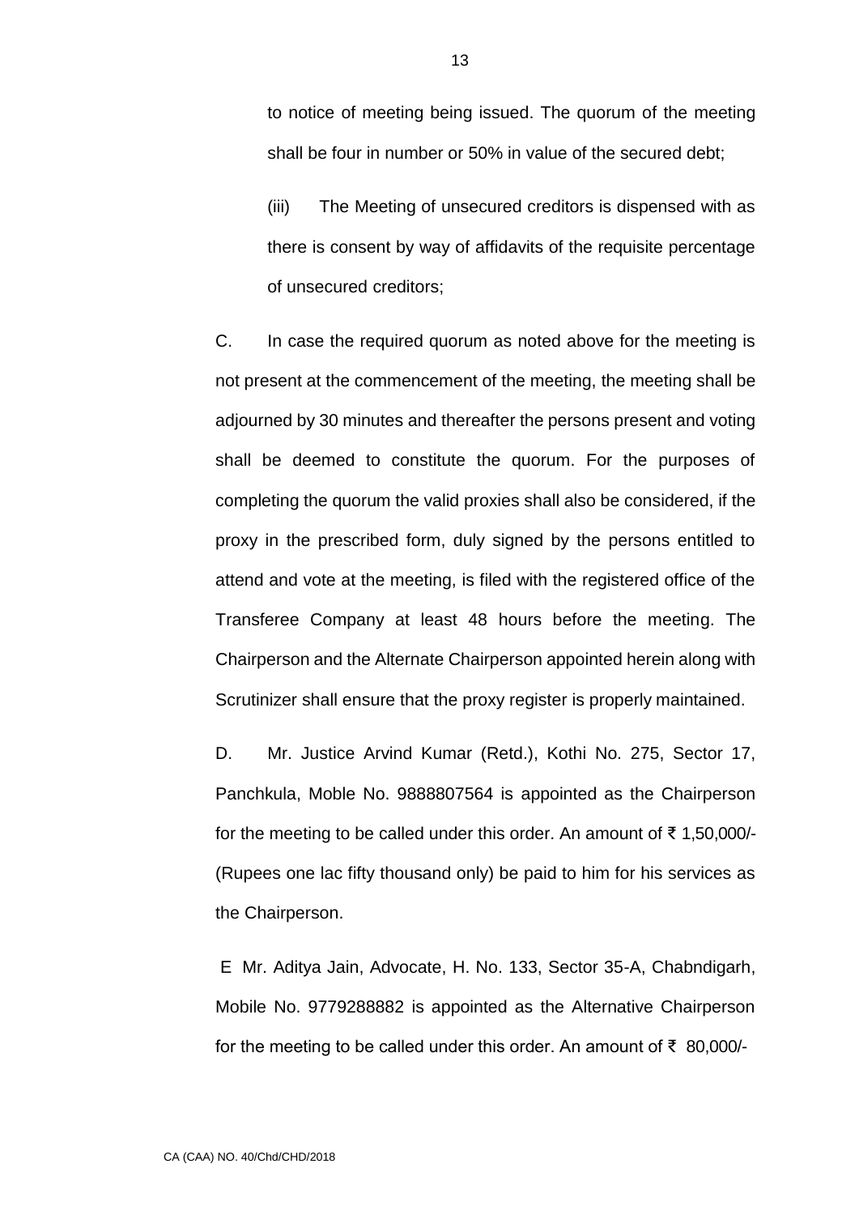to notice of meeting being issued. The quorum of the meeting shall be four in number or 50% in value of the secured debt;

(iii) The Meeting of unsecured creditors is dispensed with as there is consent by way of affidavits of the requisite percentage of unsecured creditors;

C. In case the required quorum as noted above for the meeting is not present at the commencement of the meeting, the meeting shall be adjourned by 30 minutes and thereafter the persons present and voting shall be deemed to constitute the quorum. For the purposes of completing the quorum the valid proxies shall also be considered, if the proxy in the prescribed form, duly signed by the persons entitled to attend and vote at the meeting, is filed with the registered office of the Transferee Company at least 48 hours before the meeting. The Chairperson and the Alternate Chairperson appointed herein along with Scrutinizer shall ensure that the proxy register is properly maintained.

D. Mr. Justice Arvind Kumar (Retd.), Kothi No. 275, Sector 17, Panchkula, Moble No. 9888807564 is appointed as the Chairperson for the meeting to be called under this order. An amount of ₹ 1,50,000/- (Rupees one lac fifty thousand only) be paid to him for his services as the Chairperson.

E Mr. Aditya Jain, Advocate, H. No. 133, Sector 35-A, Chabndigarh, Mobile No. 9779288882 is appointed as the Alternative Chairperson for the meeting to be called under this order. An amount of ₹ 80,000/-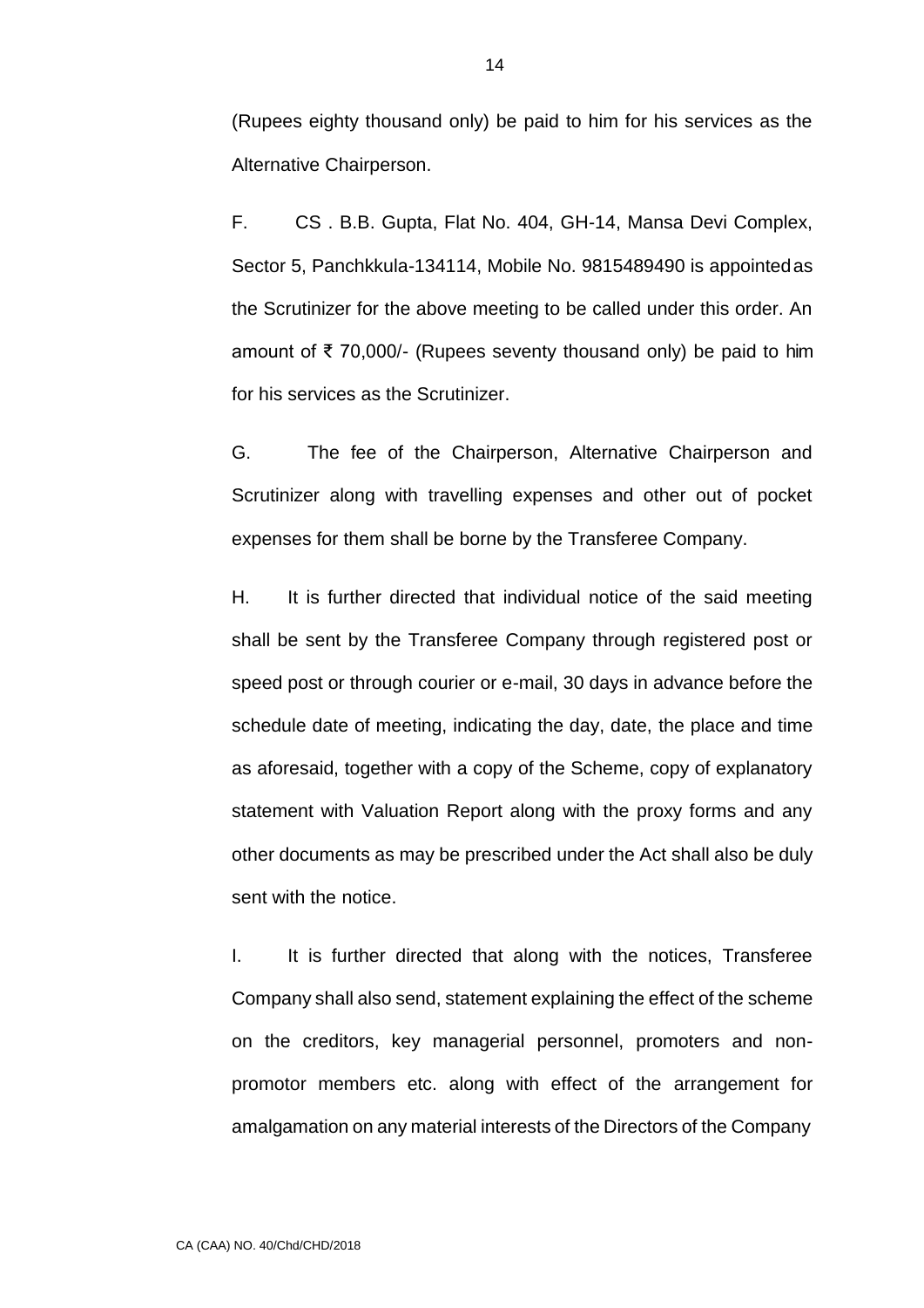(Rupees eighty thousand only) be paid to him for his services as the Alternative Chairperson.

F. CS . B.B. Gupta, Flat No. 404, GH-14, Mansa Devi Complex, Sector 5, Panchkkula-134114, Mobile No. 9815489490 is appointed as the Scrutinizer for the above meeting to be called under this order. An amount of ₹ 70,000/- (Rupees seventy thousand only) be paid to him for his services as the Scrutinizer.

G. The fee of the Chairperson, Alternative Chairperson and Scrutinizer along with travelling expenses and other out of pocket expenses for them shall be borne by the Transferee Company.

H. It is further directed that individual notice of the said meeting shall be sent by the Transferee Company through registered post or speed post or through courier or e-mail, 30 days in advance before the schedule date of meeting, indicating the day, date, the place and time as aforesaid, together with a copy of the Scheme, copy of explanatory statement with Valuation Report along with the proxy forms and any other documents as may be prescribed under the Act shall also be duly sent with the notice.

I. It is further directed that along with the notices, Transferee Company shall also send, statement explaining the effect of the scheme on the creditors, key managerial personnel, promoters and non-promotor members etc. along with effect of the arrangement for amalgamation on any material interests of the Directors of the Company

CA (CAA) NO. 40/Chd/CHD/2018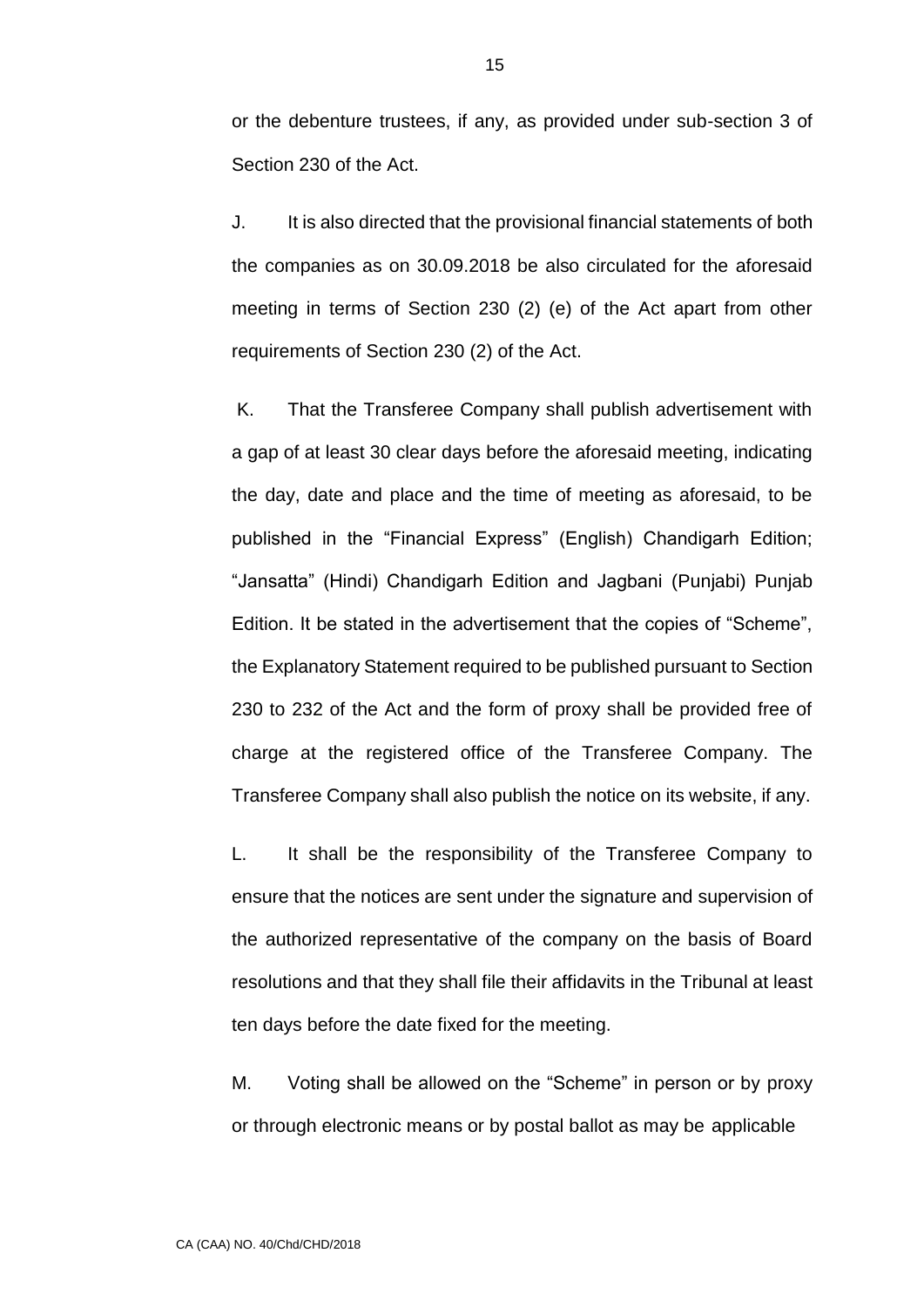or the debenture trustees, if any, as provided under sub-section 3 of Section 230 of the Act.

J. It is also directed that the provisional financial statements of both the companies as on 30.09.2018 be also circulated for the aforesaid meeting in terms of Section 230 (2) (e) of the Act apart from other requirements of Section 230 (2) of the Act.

K. That the Transferee Company shall publish advertisement with a gap of at least 30 clear days before the aforesaid meeting, indicating the day, date and place and the time of meeting as aforesaid, to be published in the "Financial Express" (English) Chandigarh Edition; "Jansatta" (Hindi) Chandigarh Edition and Jagbani (Punjabi) Punjab Edition. It be stated in the advertisement that the copies of "Scheme", the Explanatory Statement required to be published pursuant to Section 230 to 232 of the Act and the form of proxy shall be provided free of charge at the registered office of the Transferee Company. The Transferee Company shall also publish the notice on its website, if any.

L. It shall be the responsibility of the Transferee Company to ensure that the notices are sent under the signature and supervision of the authorized representative of the company on the basis of Board resolutions and that they shall file their affidavits in the Tribunal at least ten days before the date fixed for the meeting.

M. Voting shall be allowed on the "Scheme" in person or by proxy or through electronic means or by postal ballot as may be applicable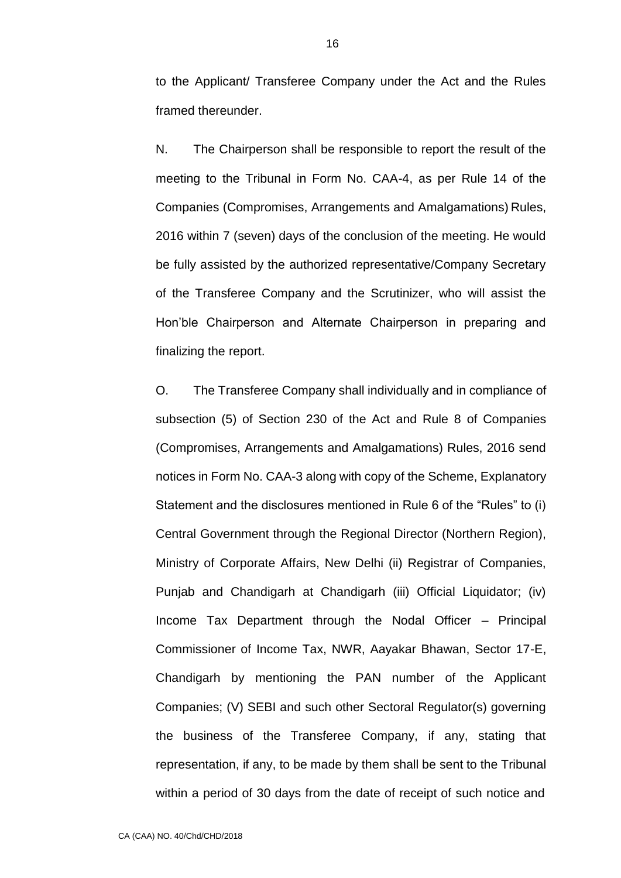to the Applicant/ Transferee Company under the Act and the Rules framed thereunder.

N. The Chairperson shall be responsible to report the result of the meeting to the Tribunal in Form No. CAA-4, as per Rule 14 of the Companies (Compromises, Arrangements and Amalgamations) Rules, 2016 within 7 (seven) days of the conclusion of the meeting. He would be fully assisted by the authorized representative/Company Secretary of the Transferee Company and the Scrutinizer, who will assist the Hon'ble Chairperson and Alternate Chairperson in preparing and finalizing the report.

O. The Transferee Company shall individually and in compliance of subsection (5) of Section 230 of the Act and Rule 8 of Companies (Compromises, Arrangements and Amalgamations) Rules, 2016 send notices in Form No. CAA-3 along with copy of the Scheme, Explanatory Statement and the disclosures mentioned in Rule 6 of the "Rules" to (i) Central Government through the Regional Director (Northern Region), Ministry of Corporate Affairs, New Delhi (ii) Registrar of Companies, Punjab and Chandigarh at Chandigarh (iii) Official Liquidator; (iv) Income Tax Department through the Nodal Officer – Principal Commissioner of Income Tax, NWR, Aayakar Bhawan, Sector 17-E, Chandigarh by mentioning the PAN number of the Applicant Companies; (V) SEBI and such other Sectoral Regulator(s) governing the business of the Transferee Company, if any, stating that representation, if any, to be made by them shall be sent to the Tribunal within a period of 30 days from the date of receipt of such notice and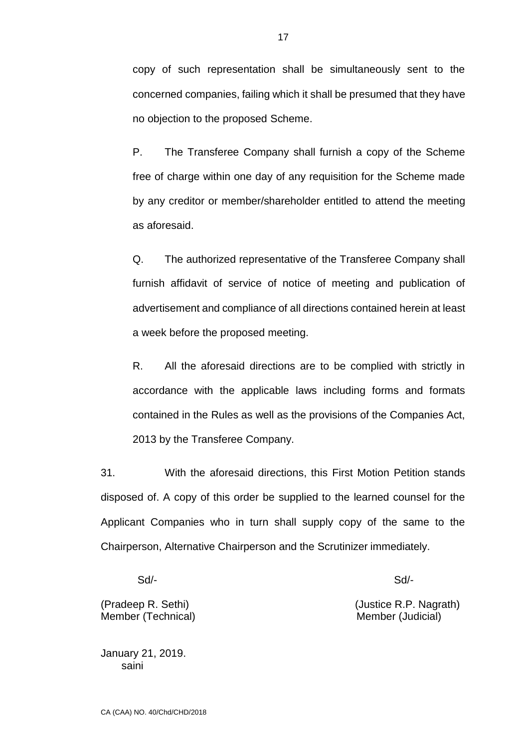copy of such representation shall be simultaneously sent to the concerned companies, failing which it shall be presumed that they have no objection to the proposed Scheme.

P. The Transferee Company shall furnish a copy of the Scheme free of charge within one day of any requisition for the Scheme made by any creditor or member/shareholder entitled to attend the meeting as aforesaid.

Q. The authorized representative of the Transferee Company shall furnish affidavit of service of notice of meeting and publication of advertisement and compliance of all directions contained herein at least a week before the proposed meeting.

R. All the aforesaid directions are to be complied with strictly in accordance with the applicable laws including forms and formats contained in the Rules as well as the provisions of the Companies Act, 2013 by the Transferee Company.

31. With the aforesaid directions, this First Motion Petition stands disposed of. A copy of this order be supplied to the learned counsel for the Applicant Companies who in turn shall supply copy of the same to the Chairperson, Alternative Chairperson and the Scrutinizer immediately.

Sd/-

(Pradeep R. Sethi)
Member (Technical)

Sd/-

(Justice R.P. Nagrath)
Member (Judicial)

January 21, 2019.
saini

CA (CAA) NO. 40/Chd/CHD/2018